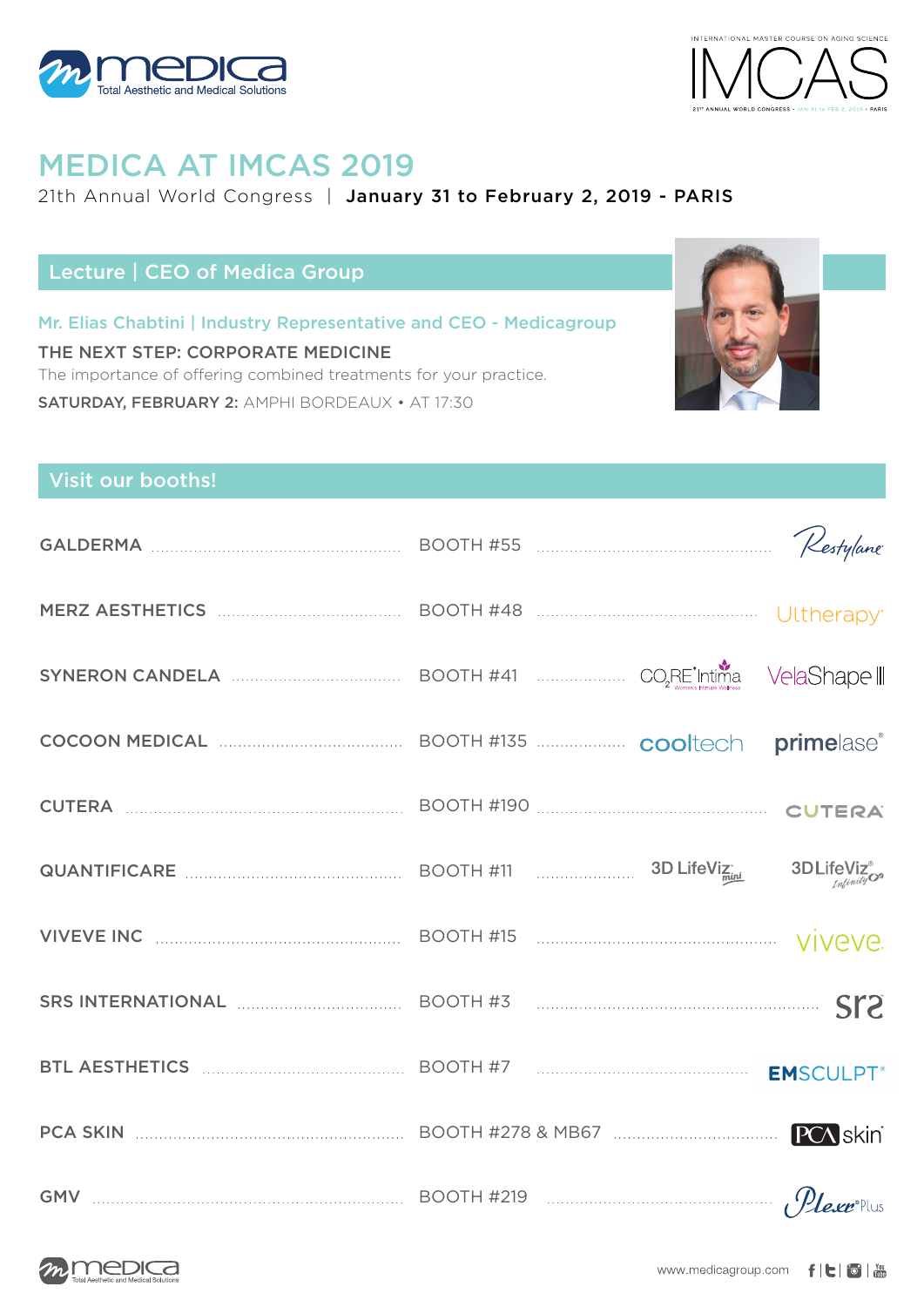# MEDICA AT IMCAS 2019

21th Annual World Congress | **January 31 to February 2, 2019 - PARIS**

## Lecture | CEO of Medica Group

**Mr. Elias Chabtini | Industry Representative and CEO - Medicagroup**

**THE NEXT STEP: CORPORATE MEDICINE**

The importance of offering combined treatments for your practice.

**SATURDAY, FEBRUARY 2:** AMPHI BORDEAUX • AT 17:30

## Visit our booths!

| Company | Booth | Brands |
|---|---|---|
| GALDERMA | BOOTH #55 | Restylane |
| MERZ AESTHETICS | BOOTH #48 | Ultherapy |
| SYNERON CANDELA | BOOTH #41 | $CO_2RE$ Intima, VelaShape III |
| COCOON MEDICAL | BOOTH #135 | cooltech, primelase |
| CUTERA | BOOTH #190 | CUTERA |
| QUANTIFICARE | BOOTH #11 | 3D LifeViz mini, 3D LifeViz Infinity |
| VIVEVE INC | BOOTH #15 | viveve |
| SRS INTERNATIONAL | BOOTH #3 | srs |
| BTL AESTHETICS | BOOTH #7 | EMSCULPT |
| PCA SKIN | BOOTH #278 & MB67 | PCA skin |
| GMV | BOOTH #219 | Plexr Plus |

www.medicagroup.com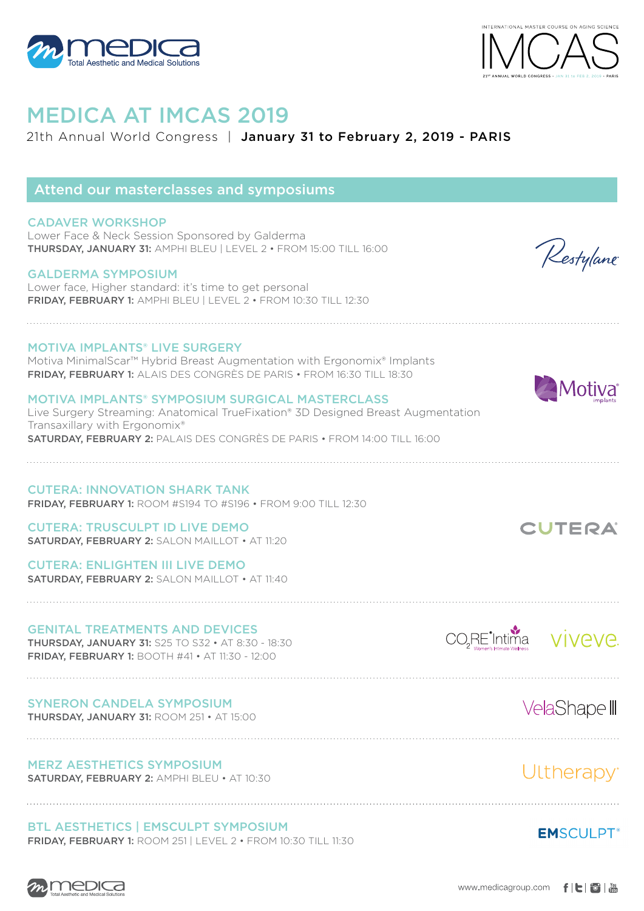# MEDICA AT IMCAS 2019

21th Annual World Congress | **January 31 to February 2, 2019 - PARIS**

## Attend our masterclasses and symposiums

### CADAVER WORKSHOP

Lower Face & Neck Session Sponsored by Galderma

**THURSDAY, JANUARY 31:** AMPHI BLEU | LEVEL 2 • FROM 15:00 TILL 16:00

### GALDERMA SYMPOSIUM

Lower face, Higher standard: it's time to get personal

**FRIDAY, FEBRUARY 1:** AMPHI BLEU | LEVEL 2 • FROM 10:30 TILL 12:30

Restylane

### MOTIVA IMPLANTS® LIVE SURGERY

Motiva MinimalScar™ Hybrid Breast Augmentation with Ergonomix® Implants

**FRIDAY, FEBRUARY 1:** ALAIS DES CONGRÈS DE PARIS • FROM 16:30 TILL 18:30

### MOTIVA IMPLANTS® SYMPOSIUM SURGICAL MASTERCLASS

Live Surgery Streaming: Anatomical TrueFixation® 3D Designed Breast Augmentation Transaxillary with Ergonomix®

**SATURDAY, FEBRUARY 2:** PALAIS DES CONGRÈS DE PARIS • FROM 14:00 TILL 16:00

Motiva® implants

### CUTERA: INNOVATION SHARK TANK

**FRIDAY, FEBRUARY 1:** ROOM #S194 TO #S196 • FROM 9:00 TILL 12:30

### CUTERA: TRUSCULPT ID LIVE DEMO

**SATURDAY, FEBRUARY 2:** SALON MAILLOT • AT 11:20

### CUTERA: ENLIGHTEN III LIVE DEMO

**SATURDAY, FEBRUARY 2:** SALON MAILLOT • AT 11:40

CUTERA®

### GENITAL TREATMENTS AND DEVICES

**THURSDAY, JANUARY 31:** S25 TO S32 • AT 8:30 - 18:30

**FRIDAY, FEBRUARY 1:** BOOTH #41 • AT 11:30 - 12:00

$CO_2RE$ Intima Women's Intimate Wellness | viveve.

### SYNERON CANDELA SYMPOSIUM

**THURSDAY, JANUARY 31:** ROOM 251 • AT 15:00

VelaShape III

### MERZ AESTHETICS SYMPOSIUM

**SATURDAY, FEBRUARY 2:** AMPHI BLEU • AT 10:30

Ultherapy®

### BTL AESTHETICS | EMSCULPT SYMPOSIUM

**FRIDAY, FEBRUARY 1:** ROOM 251 | LEVEL 2 • FROM 10:30 TILL 11:30

EMSCULPT®

www.medicagroup.com